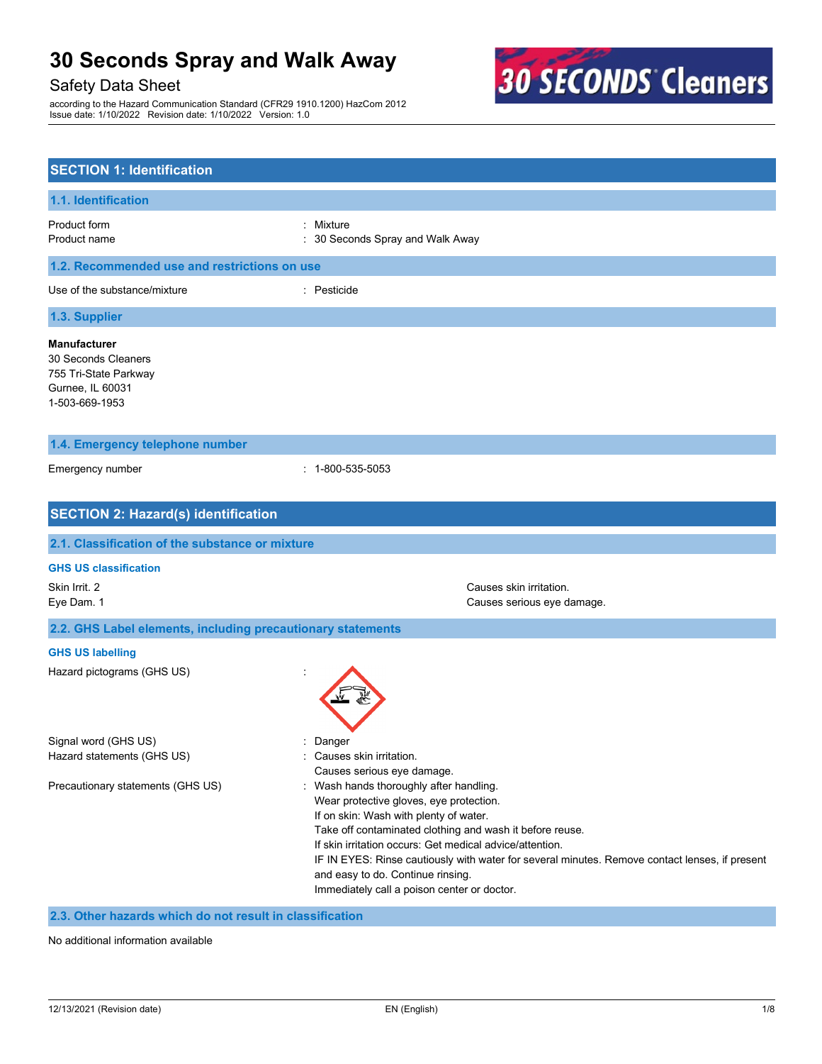# 30 Seconds Spray and Walk Away

Safety Data Sheet

according to the Hazard Communication Standard (CFR29 1910.1200) HazCom 2012
Issue date: 1/10/2022 Revision date: 1/10/2022 Version: 1.0

## SECTION 1: Identification

### 1.1. Identification

Product form : Mixture
Product name : 30 Seconds Spray and Walk Away

### 1.2. Recommended use and restrictions on use

Use of the substance/mixture : Pesticide

### 1.3. Supplier

**Manufacturer**
30 Seconds Cleaners
755 Tri-State Parkway
Gurnee, IL 60031
1-503-669-1953

### 1.4. Emergency telephone number

Emergency number : 1-800-535-5053

## SECTION 2: Hazard(s) identification

### 2.1. Classification of the substance or mixture

**GHS US classification**

| | |
|---|---|
| Skin Irrit. 2 | Causes skin irritation. |
| Eye Dam. 1 | Causes serious eye damage. |

### 2.2. GHS Label elements, including precautionary statements

**GHS US labelling**

Hazard pictograms (GHS US) :

Signal word (GHS US) : Danger

Hazard statements (GHS US) : Causes skin irritation.
Causes serious eye damage.

Precautionary statements (GHS US) : Wash hands thoroughly after handling.
Wear protective gloves, eye protection.
If on skin: Wash with plenty of water.
Take off contaminated clothing and wash it before reuse.
If skin irritation occurs: Get medical advice/attention.
IF IN EYES: Rinse cautiously with water for several minutes. Remove contact lenses, if present and easy to do. Continue rinsing.
Immediately call a poison center or doctor.

### 2.3. Other hazards which do not result in classification

No additional information available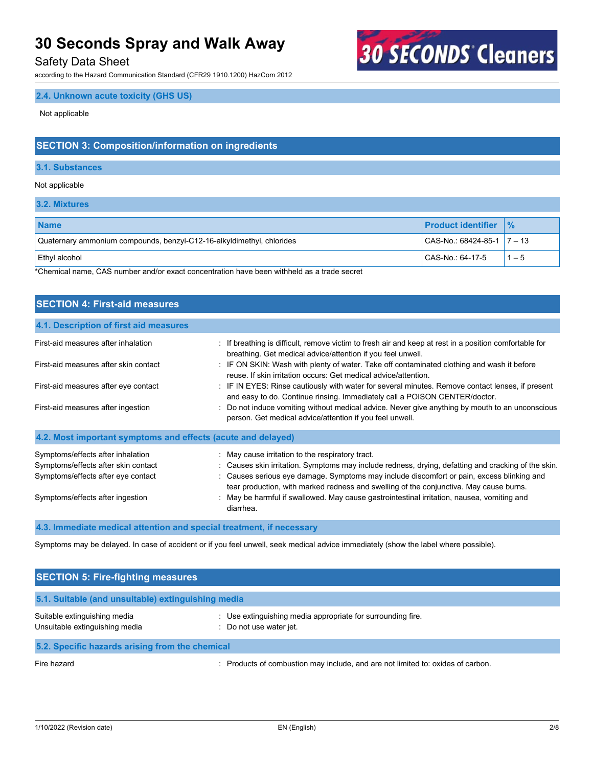### 2.4. Unknown acute toxicity (GHS US)

Not applicable

## SECTION 3: Composition/information on ingredients

### 3.1. Substances

Not applicable

### 3.2. Mixtures

| Name | Product identifier | % |
|---|---|---|
| Quaternary ammonium compounds, benzyl-C12-16-alkyldimethyl, chlorides | CAS-No.: 68424-85-1 | 7 – 13 |
| Ethyl alcohol | CAS-No.: 64-17-5 | 1 – 5 |

*Chemical name, CAS number and/or exact concentration have been withheld as a trade secret

## SECTION 4: First-aid measures

### 4.1. Description of first aid measures

First-aid measures after inhalation : If breathing is difficult, remove victim to fresh air and keep at rest in a position comfortable for breathing. Get medical advice/attention if you feel unwell.

First-aid measures after skin contact : IF ON SKIN: Wash with plenty of water. Take off contaminated clothing and wash it before reuse. If skin irritation occurs: Get medical advice/attention.

First-aid measures after eye contact : IF IN EYES: Rinse cautiously with water for several minutes. Remove contact lenses, if present and easy to do. Continue rinsing. Immediately call a POISON CENTER/doctor.

First-aid measures after ingestion : Do not induce vomiting without medical advice. Never give anything by mouth to an unconscious person. Get medical advice/attention if you feel unwell.

### 4.2. Most important symptoms and effects (acute and delayed)

Symptoms/effects after inhalation : May cause irritation to the respiratory tract.

Symptoms/effects after skin contact : Causes skin irritation. Symptoms may include redness, drying, defatting and cracking of the skin.

Symptoms/effects after eye contact : Causes serious eye damage. Symptoms may include discomfort or pain, excess blinking and tear production, with marked redness and swelling of the conjunctiva. May cause burns.

Symptoms/effects after ingestion : May be harmful if swallowed. May cause gastrointestinal irritation, nausea, vomiting and diarrhea.

### 4.3. Immediate medical attention and special treatment, if necessary

Symptoms may be delayed. In case of accident or if you feel unwell, seek medical advice immediately (show the label where possible).

## SECTION 5: Fire-fighting measures

### 5.1. Suitable (and unsuitable) extinguishing media

Suitable extinguishing media : Use extinguishing media appropriate for surrounding fire.

Unsuitable extinguishing media : Do not use water jet.

### 5.2. Specific hazards arising from the chemical

Fire hazard : Products of combustion may include, and are not limited to: oxides of carbon.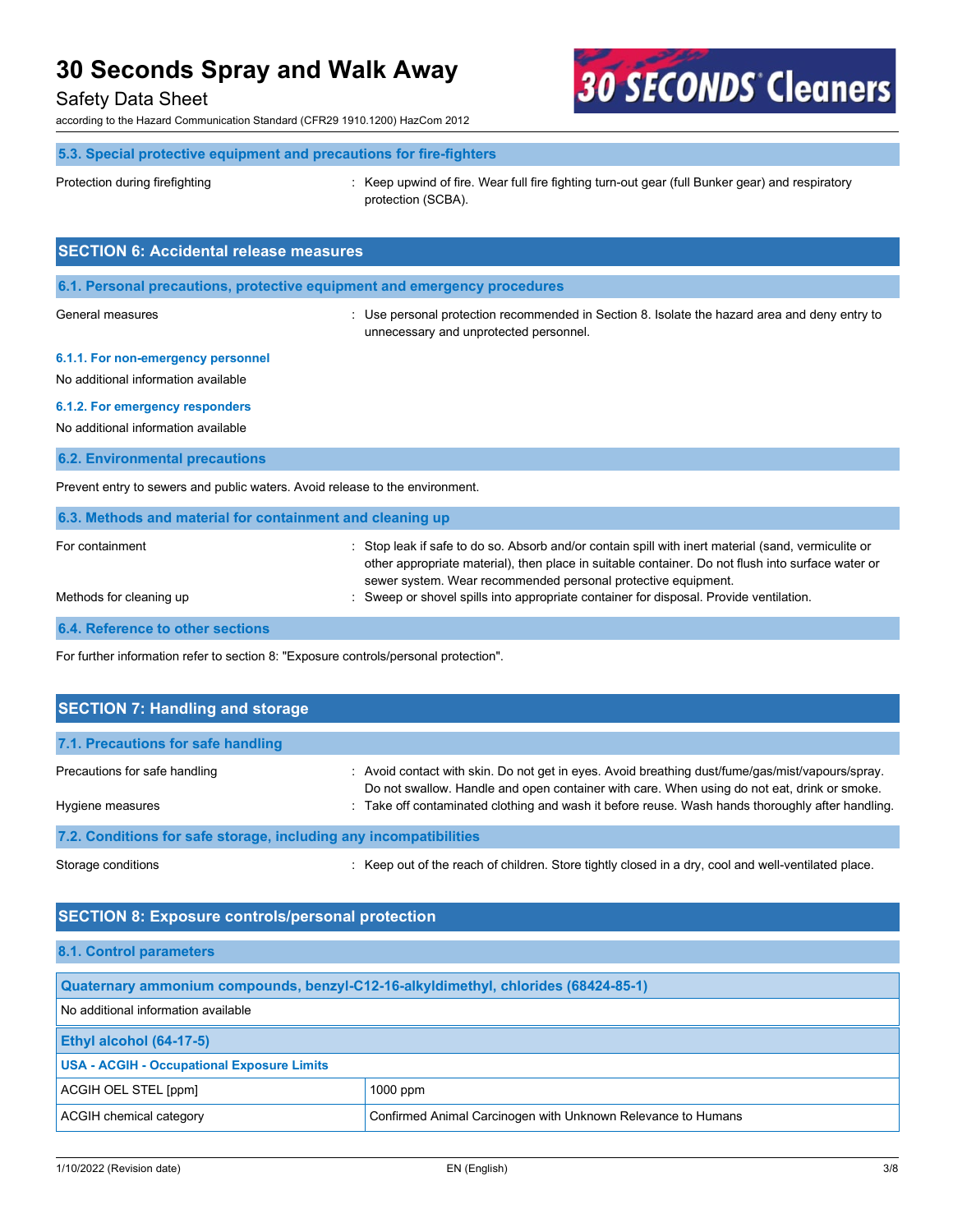### 5.3. Special protective equipment and precautions for fire-fighters

Protection during firefighting : Keep upwind of fire. Wear full fire fighting turn-out gear (full Bunker gear) and respiratory protection (SCBA).

## SECTION 6: Accidental release measures

### 6.1. Personal precautions, protective equipment and emergency procedures

General measures : Use personal protection recommended in Section 8. Isolate the hazard area and deny entry to unnecessary and unprotected personnel.

#### 6.1.1. For non-emergency personnel

No additional information available

#### 6.1.2. For emergency responders

No additional information available

### 6.2. Environmental precautions

Prevent entry to sewers and public waters. Avoid release to the environment.

### 6.3. Methods and material for containment and cleaning up

For containment : Stop leak if safe to do so. Absorb and/or contain spill with inert material (sand, vermiculite or other appropriate material), then place in suitable container. Do not flush into surface water or sewer system. Wear recommended personal protective equipment.

Methods for cleaning up : Sweep or shovel spills into appropriate container for disposal. Provide ventilation.

### 6.4. Reference to other sections

For further information refer to section 8: "Exposure controls/personal protection".

## SECTION 7: Handling and storage

### 7.1. Precautions for safe handling

Precautions for safe handling : Avoid contact with skin. Do not get in eyes. Avoid breathing dust/fume/gas/mist/vapours/spray. Do not swallow. Handle and open container with care. When using do not eat, drink or smoke.

Hygiene measures : Take off contaminated clothing and wash it before reuse. Wash hands thoroughly after handling.

### 7.2. Conditions for safe storage, including any incompatibilities

Storage conditions : Keep out of the reach of children. Store tightly closed in a dry, cool and well-ventilated place.

## SECTION 8: Exposure controls/personal protection

### 8.1. Control parameters

| Quaternary ammonium compounds, benzyl-C12-16-alkyldimethyl, chlorides (68424-85-1) | |
|---|---|
| No additional information available | |

| Ethyl alcohol (64-17-5) | |
|---|---|
| **USA - ACGIH - Occupational Exposure Limits** | |
| ACGIH OEL STEL [ppm] | 1000 ppm |
| ACGIH chemical category | Confirmed Animal Carcinogen with Unknown Relevance to Humans |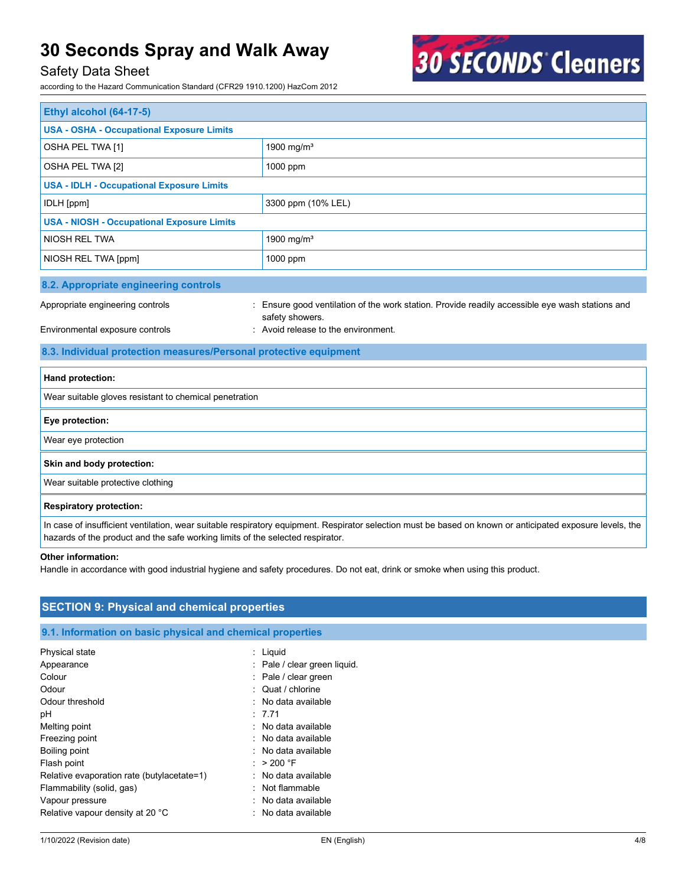| Ethyl alcohol (64-17-5) | |
|---|---|
| **USA - OSHA - Occupational Exposure Limits** | |
| OSHA PEL TWA [1] | 1900 mg/m³ |
| OSHA PEL TWA [2] | 1000 ppm |
| **USA - IDLH - Occupational Exposure Limits** | |
| IDLH [ppm] | 3300 ppm (10% LEL) |
| **USA - NIOSH - Occupational Exposure Limits** | |
| NIOSH REL TWA | 1900 mg/m³ |
| NIOSH REL TWA [ppm] | 1000 ppm |

### 8.2. Appropriate engineering controls

Appropriate engineering controls : Ensure good ventilation of the work station. Provide readily accessible eye wash stations and safety showers.

Environmental exposure controls : Avoid release to the environment.

### 8.3. Individual protection measures/Personal protective equipment

**Hand protection:**

Wear suitable gloves resistant to chemical penetration

**Eye protection:**

Wear eye protection

**Skin and body protection:**

Wear suitable protective clothing

**Respiratory protection:**

In case of insufficient ventilation, wear suitable respiratory equipment. Respirator selection must be based on known or anticipated exposure levels, the hazards of the product and the safe working limits of the selected respirator.

**Other information:**

Handle in accordance with good industrial hygiene and safety procedures. Do not eat, drink or smoke when using this product.

## SECTION 9: Physical and chemical properties

### 9.1. Information on basic physical and chemical properties

Physical state : Liquid
Appearance : Pale / clear green liquid.
Colour : Pale / clear green
Odour : Quat / chlorine
Odour threshold : No data available
pH : 7.71
Melting point : No data available
Freezing point : No data available
Boiling point : No data available
Flash point : > 200 °F
Relative evaporation rate (butylacetate=1) : No data available
Flammability (solid, gas) : Not flammable
Vapour pressure : No data available
Relative vapour density at 20 °C : No data available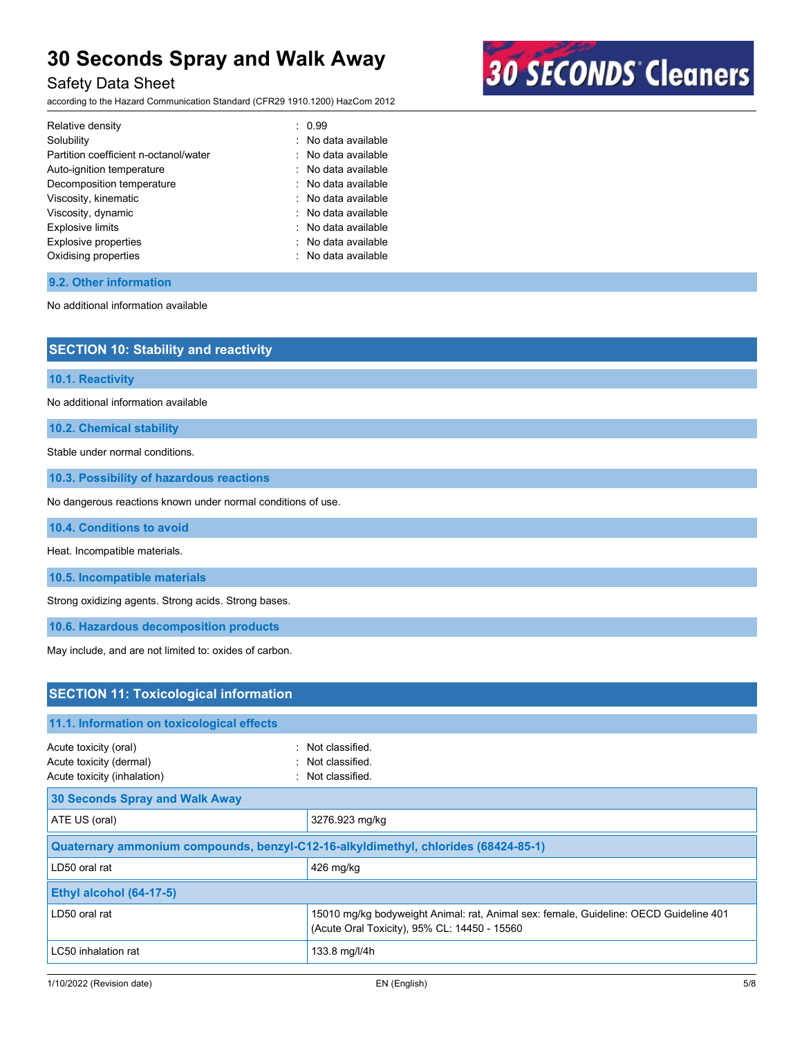| | |
|---|---|
| Relative density | : 0.99 |
| Solubility | : No data available |
| Partition coefficient n-octanol/water | : No data available |
| Auto-ignition temperature | : No data available |
| Decomposition temperature | : No data available |
| Viscosity, kinematic | : No data available |
| Viscosity, dynamic | : No data available |
| Explosive limits | : No data available |
| Explosive properties | : No data available |
| Oxidising properties | : No data available |

### 9.2. Other information

No additional information available

## SECTION 10: Stability and reactivity

### 10.1. Reactivity

No additional information available

### 10.2. Chemical stability

Stable under normal conditions.

### 10.3. Possibility of hazardous reactions

No dangerous reactions known under normal conditions of use.

### 10.4. Conditions to avoid

Heat. Incompatible materials.

### 10.5. Incompatible materials

Strong oxidizing agents. Strong acids. Strong bases.

### 10.6. Hazardous decomposition products

May include, and are not limited to: oxides of carbon.

## SECTION 11: Toxicological information

### 11.1. Information on toxicological effects

| | |
|---|---|
| Acute toxicity (oral) | : Not classified. |
| Acute toxicity (dermal) | : Not classified. |
| Acute toxicity (inhalation) | : Not classified. |

| **30 Seconds Spray and Walk Away** | |
|---|---|
| ATE US (oral) | 3276.923 mg/kg |

| **Quaternary ammonium compounds, benzyl-C12-16-alkyldimethyl, chlorides (68424-85-1)** | |
|---|---|
| LD50 oral rat | 426 mg/kg |

| **Ethyl alcohol (64-17-5)** | |
|---|---|
| LD50 oral rat | 15010 mg/kg bodyweight Animal: rat, Animal sex: female, Guideline: OECD Guideline 401 (Acute Oral Toxicity), 95% CL: 14450 - 15560 |
| LC50 inhalation rat | 133.8 mg/l/4h |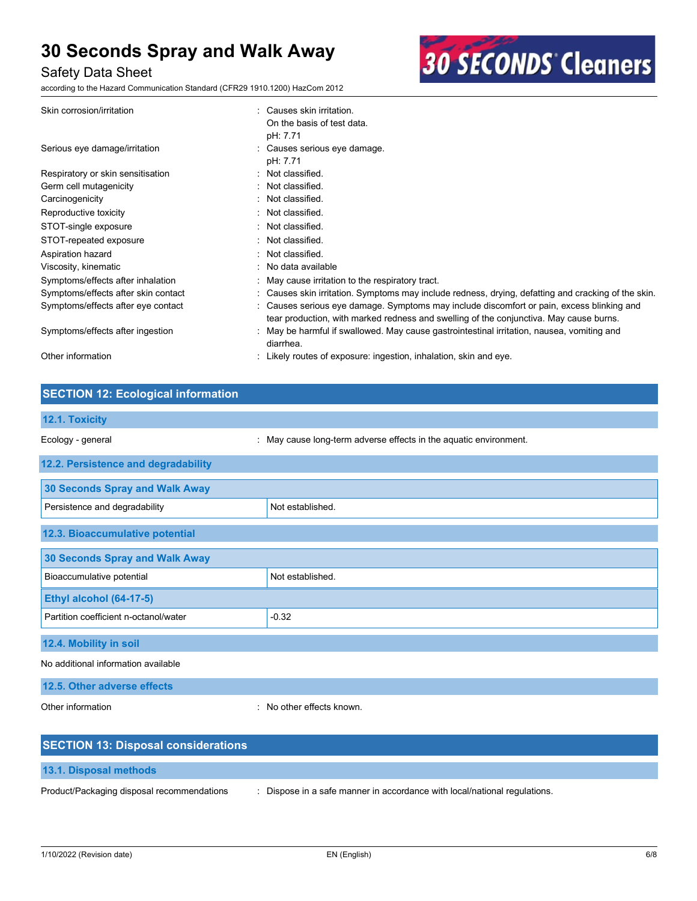| | |
|---|---|
| Skin corrosion/irritation | : Causes skin irritation.<br>On the basis of test data.<br>pH: 7.71 |
| Serious eye damage/irritation | : Causes serious eye damage.<br>pH: 7.71 |
| Respiratory or skin sensitisation | : Not classified. |
| Germ cell mutagenicity | : Not classified. |
| Carcinogenicity | : Not classified. |
| Reproductive toxicity | : Not classified. |
| STOT-single exposure | : Not classified. |
| STOT-repeated exposure | : Not classified. |
| Aspiration hazard | : Not classified. |
| Viscosity, kinematic | : No data available |
| Symptoms/effects after inhalation | : May cause irritation to the respiratory tract. |
| Symptoms/effects after skin contact | : Causes skin irritation. Symptoms may include redness, drying, defatting and cracking of the skin. |
| Symptoms/effects after eye contact | : Causes serious eye damage. Symptoms may include discomfort or pain, excess blinking and tear production, with marked redness and swelling of the conjunctiva. May cause burns. |
| Symptoms/effects after ingestion | : May be harmful if swallowed. May cause gastrointestinal irritation, nausea, vomiting and diarrhea. |
| Other information | : Likely routes of exposure: ingestion, inhalation, skin and eye. |

## SECTION 12: Ecological information

### 12.1. Toxicity

Ecology - general : May cause long-term adverse effects in the aquatic environment.

### 12.2. Persistence and degradability

| 30 Seconds Spray and Walk Away | |
|---|---|
| Persistence and degradability | Not established. |

### 12.3. Bioaccumulative potential

| 30 Seconds Spray and Walk Away | |
|---|---|
| Bioaccumulative potential | Not established. |
| **Ethyl alcohol (64-17-5)** | |
| Partition coefficient n-octanol/water | -0.32 |

### 12.4. Mobility in soil

No additional information available

### 12.5. Other adverse effects

Other information : No other effects known.

## SECTION 13: Disposal considerations

### 13.1. Disposal methods

Product/Packaging disposal recommendations : Dispose in a safe manner in accordance with local/national regulations.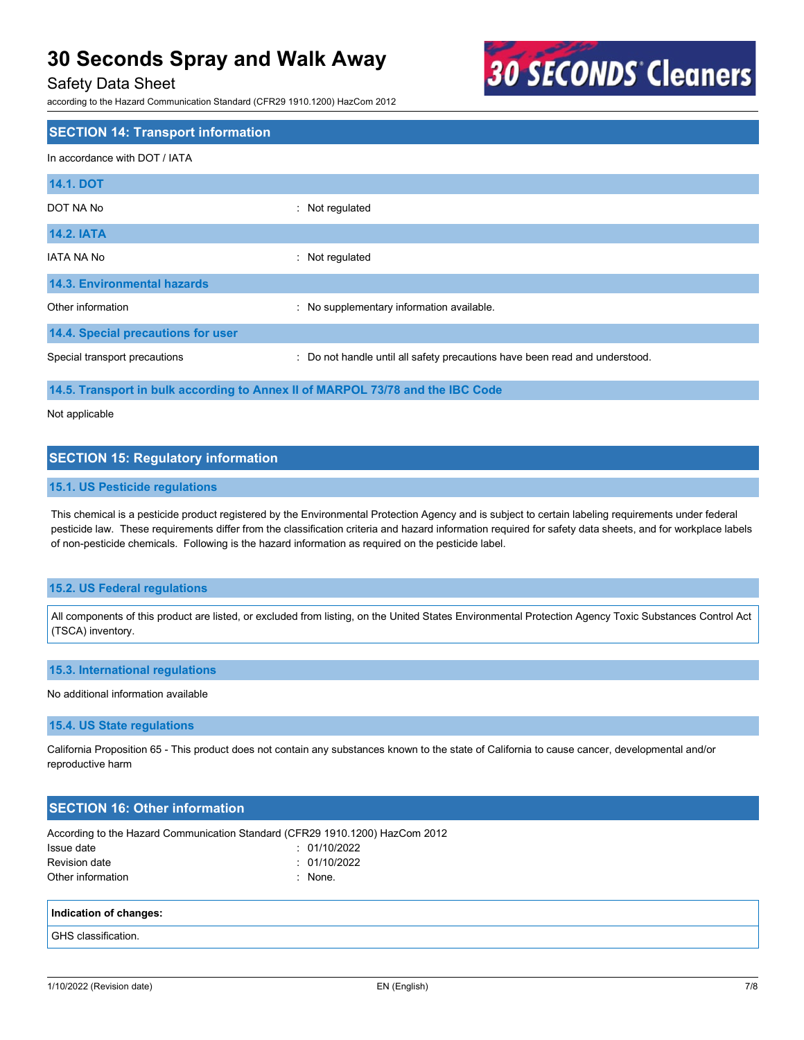## SECTION 14: Transport information

In accordance with DOT / IATA

### 14.1. DOT

DOT NA No : Not regulated

### 14.2. IATA

IATA NA No : Not regulated

### 14.3. Environmental hazards

Other information : No supplementary information available.

### 14.4. Special precautions for user

Special transport precautions : Do not handle until all safety precautions have been read and understood.

### 14.5. Transport in bulk according to Annex II of MARPOL 73/78 and the IBC Code

Not applicable

## SECTION 15: Regulatory information

### 15.1. US Pesticide regulations

This chemical is a pesticide product registered by the Environmental Protection Agency and is subject to certain labeling requirements under federal pesticide law. These requirements differ from the classification criteria and hazard information required for safety data sheets, and for workplace labels of non-pesticide chemicals. Following is the hazard information as required on the pesticide label.

### 15.2. US Federal regulations

All components of this product are listed, or excluded from listing, on the United States Environmental Protection Agency Toxic Substances Control Act (TSCA) inventory.

### 15.3. International regulations

No additional information available

### 15.4. US State regulations

California Proposition 65 - This product does not contain any substances known to the state of California to cause cancer, developmental and/or reproductive harm

## SECTION 16: Other information

According to the Hazard Communication Standard (CFR29 1910.1200) HazCom 2012

Issue date : 01/10/2022

Revision date : 01/10/2022

Other information : None.

| Indication of changes: |
|---|
| GHS classification. |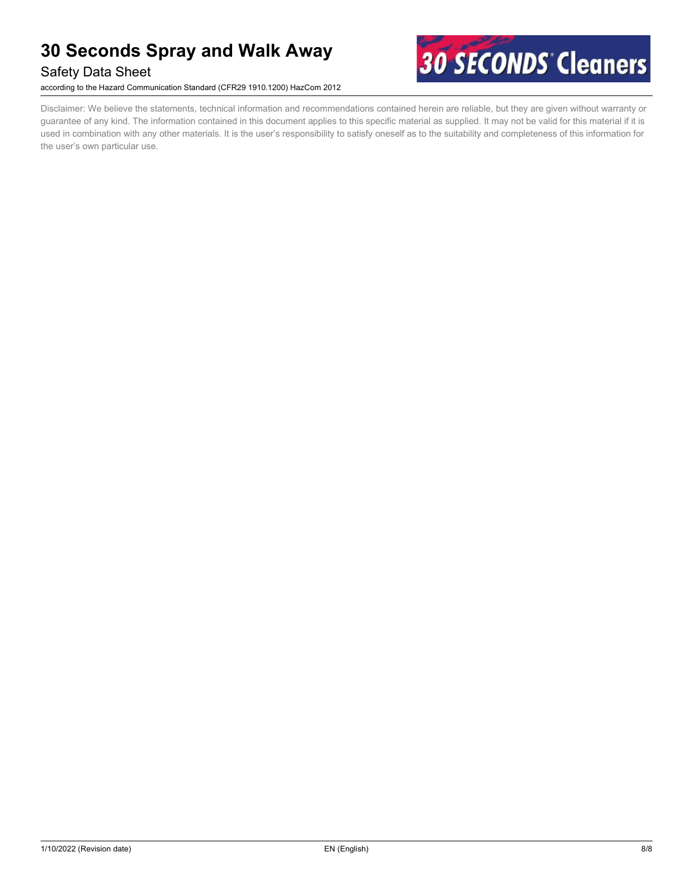Disclaimer: We believe the statements, technical information and recommendations contained herein are reliable, but they are given without warranty or guarantee of any kind. The information contained in this document applies to this specific material as supplied. It may not be valid for this material if it is used in combination with any other materials. It is the user's responsibility to satisfy oneself as to the suitability and completeness of this information for the user's own particular use.